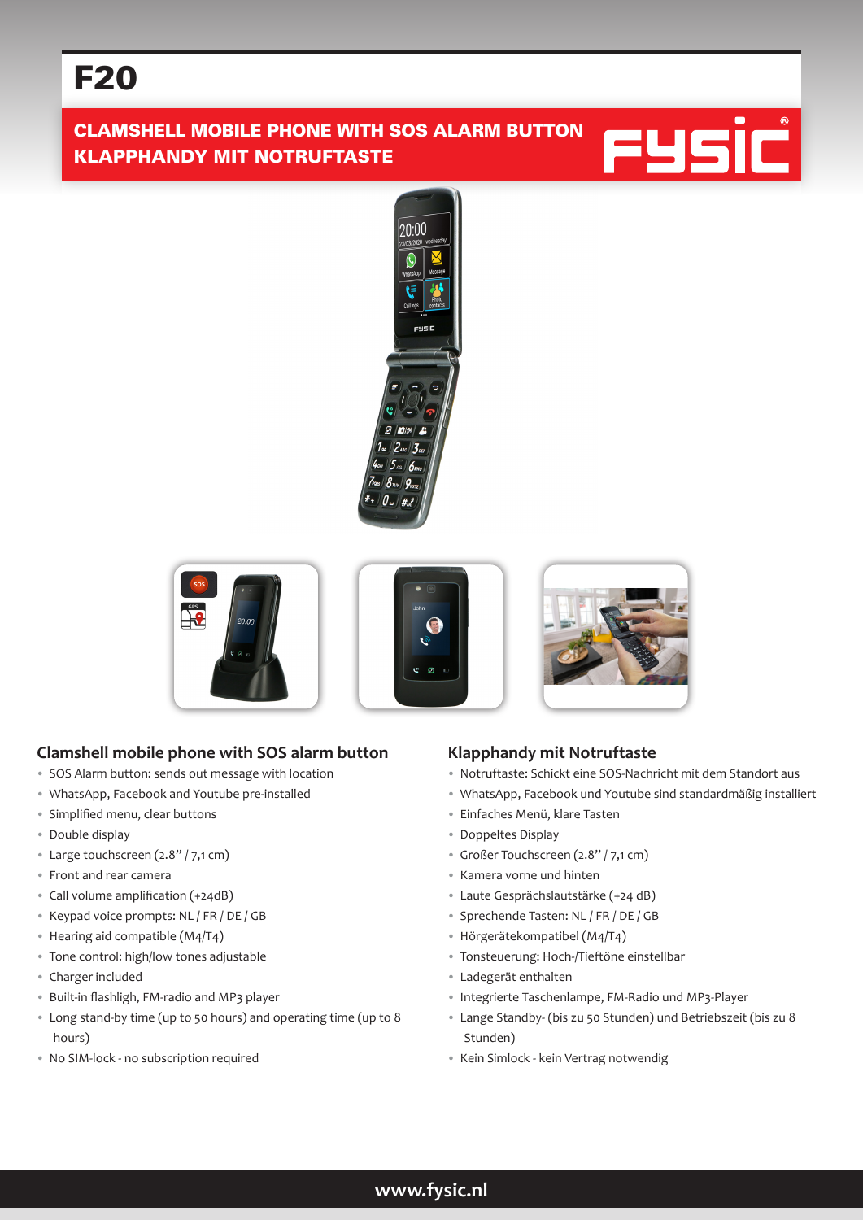# F20

**CLAMSHELL MOBILE PHONE WITH SOS ALARM BUTTON**
**KLAPPHANDY MIT NOTRUFTASTE**

FYSIC®

## Clamshell mobile phone with SOS alarm button

- SOS Alarm button: sends out message with location
- WhatsApp, Facebook and Youtube pre-installed
- Simplified menu, clear buttons
- Double display
- Large touchscreen (2.8" / 7,1 cm)
- Front and rear camera
- Call volume amplification (+24dB)
- Keypad voice prompts: NL / FR / DE / GB
- Hearing aid compatible (M4/T4)
- Tone control: high/low tones adjustable
- Charger included
- Built-in flashligh, FM-radio and MP3 player
- Long stand-by time (up to 50 hours) and operating time (up to 8 hours)
- No SIM-lock - no subscription required

## Klapphandy mit Notruftaste

- Notruftaste: Schickt eine SOS-Nachricht mit dem Standort aus
- WhatsApp, Facebook und Youtube sind standardmäßig installiert
- Einfaches Menü, klare Tasten
- Doppeltes Display
- Großer Touchscreen (2.8" / 7,1 cm)
- Kamera vorne und hinten
- Laute Gesprächslautstärke (+24 dB)
- Sprechende Tasten: NL / FR / DE / GB
- Hörgerätekompatibel (M4/T4)
- Tonsteuerung: Hoch-/Tieftöne einstellbar
- Ladegerät enthalten
- Integrierte Taschenlampe, FM-Radio und MP3-Player
- Lange Standby- (bis zu 50 Stunden) und Betriebszeit (bis zu 8 Stunden)
- Kein Simlock - kein Vertrag notwendig

www.fysic.nl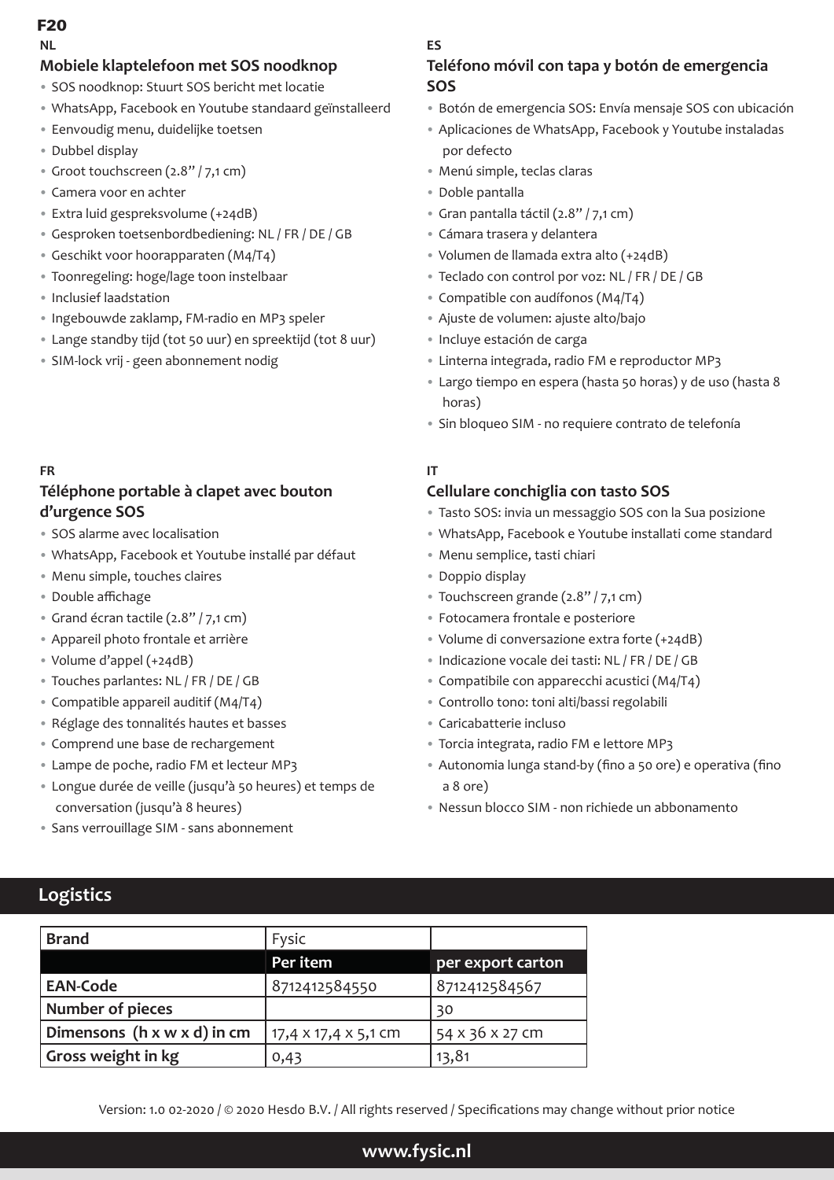**F20**

NL

### Mobiele klaptelefoon met SOS noodknop

- SOS noodknop: Stuurt SOS bericht met locatie
- WhatsApp, Facebook en Youtube standaard geïnstalleerd
- Eenvoudig menu, duidelijke toetsen
- Dubbel display
- Groot touchscreen (2.8" / 7,1 cm)
- Camera voor en achter
- Extra luid gespreksvolume (+24dB)
- Gesproken toetsenbordbediening: NL / FR / DE / GB
- Geschikt voor hoorapparaten (M4/T4)
- Toonregeling: hoge/lage toon instelbaar
- Inclusief laadstation
- Ingebouwde zaklamp, FM-radio en MP3 speler
- Lange standby tijd (tot 50 uur) en spreektijd (tot 8 uur)
- SIM-lock vrij - geen abonnement nodig

ES

### Teléfono móvil con tapa y botón de emergencia SOS

- Botón de emergencia SOS: Envía mensaje SOS con ubicación
- Aplicaciones de WhatsApp, Facebook y Youtube instaladas por defecto
- Menú simple, teclas claras
- Doble pantalla
- Gran pantalla táctil (2.8" / 7,1 cm)
- Cámara trasera y delantera
- Volumen de llamada extra alto (+24dB)
- Teclado con control por voz: NL / FR / DE / GB
- Compatible con audífonos (M4/T4)
- Ajuste de volumen: ajuste alto/bajo
- Incluye estación de carga
- Linterna integrada, radio FM e reproductor MP3
- Largo tiempo en espera (hasta 50 horas) y de uso (hasta 8 horas)
- Sin bloqueo SIM - no requiere contrato de telefonía

FR

### Téléphone portable à clapet avec bouton d'urgence SOS

- SOS alarme avec localisation
- WhatsApp, Facebook et Youtube installé par défaut
- Menu simple, touches claires
- Double affichage
- Grand écran tactile (2.8" / 7,1 cm)
- Appareil photo frontale et arrière
- Volume d'appel (+24dB)
- Touches parlantes: NL / FR / DE / GB
- Compatible appareil auditif (M4/T4)
- Réglage des tonnalités hautes et basses
- Comprend une base de rechargement
- Lampe de poche, radio FM et lecteur MP3
- Longue durée de veille (jusqu'à 50 heures) et temps de conversation (jusqu'à 8 heures)
- Sans verrouillage SIM - sans abonnement

IT

### Cellulare conchiglia con tasto SOS

- Tasto SOS: invia un messaggio SOS con la Sua posizione
- WhatsApp, Facebook e Youtube installati come standard
- Menu semplice, tasti chiari
- Doppio display
- Touchscreen grande (2.8" / 7,1 cm)
- Fotocamera frontale e posteriore
- Volume di conversazione extra forte (+24dB)
- Indicazione vocale dei tasti: NL / FR / DE / GB
- Compatibile con apparecchi acustici (M4/T4)
- Controllo tono: toni alti/bassi regolabili
- Caricabatterie incluso
- Torcia integrata, radio FM e lettore MP3
- Autonomia lunga stand-by (fino a 50 ore) e operativa (fino a 8 ore)
- Nessun blocco SIM - non richiede un abbonamento

## Logistics

| Brand | Fysic | |
|---|---|---|
| | **Per item** | **per export carton** |
| **EAN-Code** | 8712412584550 | 8712412584567 |
| **Number of pieces** | | 30 |
| **Dimensons (h x w x d) in cm** | 17,4 x 17,4 x 5,1 cm | 54 x 36 x 27 cm |
| **Gross weight in kg** | 0,43 | 13,81 |

Version: 1.0 02-2020 / © 2020 Hesdo B.V. / All rights reserved / Specifications may change without prior notice

**www.fysic.nl**